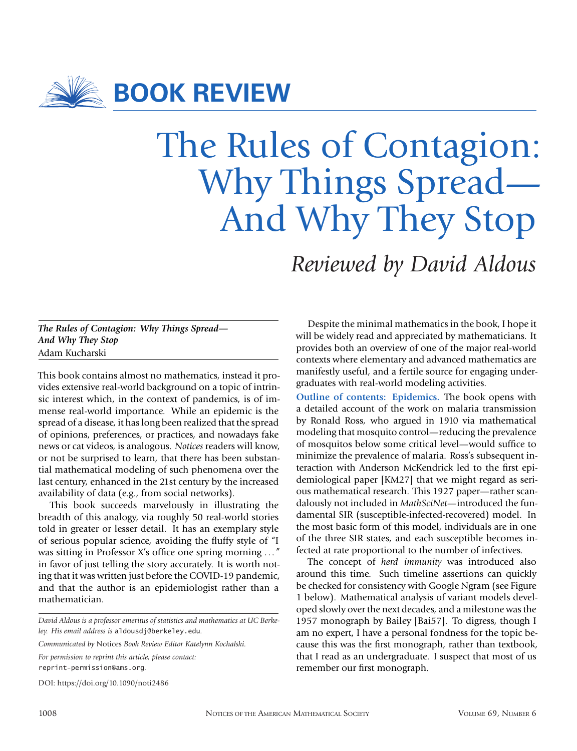# BOOK REVIEW

# The Rules of Contagion: Why Things Spread—And Why They Stop

## *Reviewed by David Aldous*

***The Rules of Contagion: Why Things Spread—And Why They Stop***
Adam Kucharski

This book contains almost no mathematics, instead it provides extensive real-world background on a topic of intrinsic interest which, in the context of pandemics, is of immense real-world importance. While an epidemic is the spread of a disease, it has long been realized that the spread of opinions, preferences, or practices, and nowadays fake news or cat videos, is analogous. *Notices* readers will know, or not be surprised to learn, that there has been substantial mathematical modeling of such phenomena over the last century, enhanced in the 21st century by the increased availability of data (e.g., from social networks).

This book succeeds marvelously in illustrating the breadth of this analogy, via roughly 50 real-world stories told in greater or lesser detail. It has an exemplary style of serious popular science, avoiding the fluffy style of "I was sitting in Professor X's office one spring morning . . . " in favor of just telling the story accurately. It is worth noting that it was written just before the COVID-19 pandemic, and that the author is an epidemiologist rather than a mathematician.

*David Aldous is a professor emeritus of statistics and mathematics at UC Berkeley. His email address is* aldousdj@berkeley.edu.

*Communicated by* Notices *Book Review Editor Katelynn Kochalski.*

*For permission to reprint this article, please contact:* reprint-permission@ams.org.

DOI: https://doi.org/10.1090/noti2486

Despite the minimal mathematics in the book, I hope it will be widely read and appreciated by mathematicians. It provides both an overview of one of the major real-world contexts where elementary and advanced mathematics are manifestly useful, and a fertile source for engaging undergraduates with real-world modeling activities.

**Outline of contents: Epidemics.** The book opens with a detailed account of the work on malaria transmission by Ronald Ross, who argued in 1910 via mathematical modeling that mosquito control—reducing the prevalence of mosquitos below some critical level—would suffice to minimize the prevalence of malaria. Ross's subsequent interaction with Anderson McKendrick led to the first epidemiological paper [KM27] that we might regard as serious mathematical research. This 1927 paper—rather scandalously not included in *MathSciNet*—introduced the fundamental SIR (susceptible-infected-recovered) model. In the most basic form of this model, individuals are in one of the three SIR states, and each susceptible becomes infected at rate proportional to the number of infectives.

The concept of *herd immunity* was introduced also around this time. Such timeline assertions can quickly be checked for consistency with Google Ngram (see Figure 1 below). Mathematical analysis of variant models developed slowly over the next decades, and a milestone was the 1957 monograph by Bailey [Bai57]. To digress, though I am no expert, I have a personal fondness for the topic because this was the first monograph, rather than textbook, that I read as an undergraduate. I suspect that most of us remember our first monograph.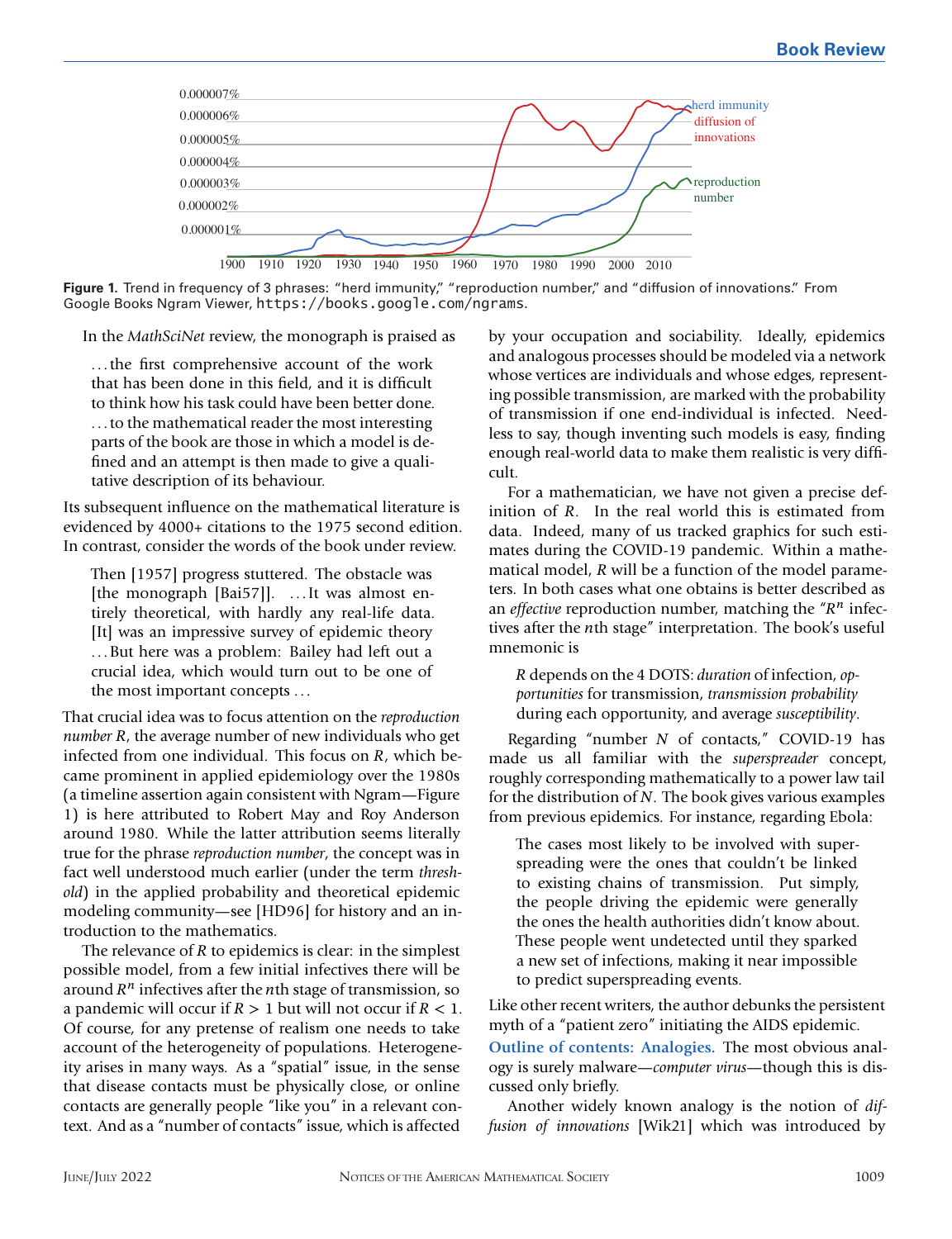**Figure 1.** Trend in frequency of 3 phrases: "herd immunity," "reproduction number," and "diffusion of innovations." From Google Books Ngram Viewer, `https://books.google.com/ngrams`.

In the *MathSciNet* review, the monograph is praised as

> ...the first comprehensive account of the work that has been done in this field, and it is difficult to think how his task could have been better done. ...to the mathematical reader the most interesting parts of the book are those in which a model is defined and an attempt is then made to give a qualitative description of its behaviour.

Its subsequent influence on the mathematical literature is evidenced by 4000+ citations to the 1975 second edition. In contrast, consider the words of the book under review.

> Then [1957] progress stuttered. The obstacle was [the monograph [Bai57]]. ...It was almost entirely theoretical, with hardly any real-life data. [It] was an impressive survey of epidemic theory ...But here was a problem: Bailey had left out a crucial idea, which would turn out to be one of the most important concepts ...

That crucial idea was to focus attention on the *reproduction number R*, the average number of new individuals who get infected from one individual. This focus on $R$, which became prominent in applied epidemiology over the 1980s (a timeline assertion again consistent with Ngram—Figure 1) is here attributed to Robert May and Roy Anderson around 1980. While the latter attribution seems literally true for the phrase *reproduction number*, the concept was in fact well understood much earlier (under the term *threshold*) in the applied probability and theoretical epidemic modeling community—see [HD96] for history and an introduction to the mathematics.

The relevance of $R$ to epidemics is clear: in the simplest possible model, from a few initial infectives there will be around $R^n$ infectives after the $n$th stage of transmission, so a pandemic will occur if $R > 1$ but will not occur if $R < 1$. Of course, for any pretense of realism one needs to take account of the heterogeneity of populations. Heterogeneity arises in many ways. As a "spatial" issue, in the sense that disease contacts must be physically close, or online contacts are generally people "like you" in a relevant context. And as a "number of contacts" issue, which is affected by your occupation and sociability. Ideally, epidemics and analogous processes should be modeled via a network whose vertices are individuals and whose edges, representing possible transmission, are marked with the probability of transmission if one end-individual is infected. Needless to say, though inventing such models is easy, finding enough real-world data to make them realistic is very difficult.

For a mathematician, we have not given a precise definition of $R$. In the real world this is estimated from data. Indeed, many of us tracked graphics for such estimates during the COVID-19 pandemic. Within a mathematical model, $R$ will be a function of the model parameters. In both cases what one obtains is better described as an *effective* reproduction number, matching the "$R^n$ infectives after the $n$th stage" interpretation. The book's useful mnemonic is

> $R$ depends on the 4 DOTS: *duration* of infection, *opportunities* for transmission, *transmission probability* during each opportunity, and average *susceptibility*.

Regarding "number $N$ of contacts," COVID-19 has made us all familiar with the *superspreader* concept, roughly corresponding mathematically to a power law tail for the distribution of $N$. The book gives various examples from previous epidemics. For instance, regarding Ebola:

> The cases most likely to be involved with superspreading were the ones that couldn't be linked to existing chains of transmission. Put simply, the people driving the epidemic were generally the ones the health authorities didn't know about. These people went undetected until they sparked a new set of infections, making it near impossible to predict superspreading events.

Like other recent writers, the author debunks the persistent myth of a "patient zero" initiating the AIDS epidemic.

**Outline of contents: Analogies.** The most obvious analogy is surely malware—*computer virus*—though this is discussed only briefly.

Another widely known analogy is the notion of *diffusion of innovations* [Wik21] which was introduced by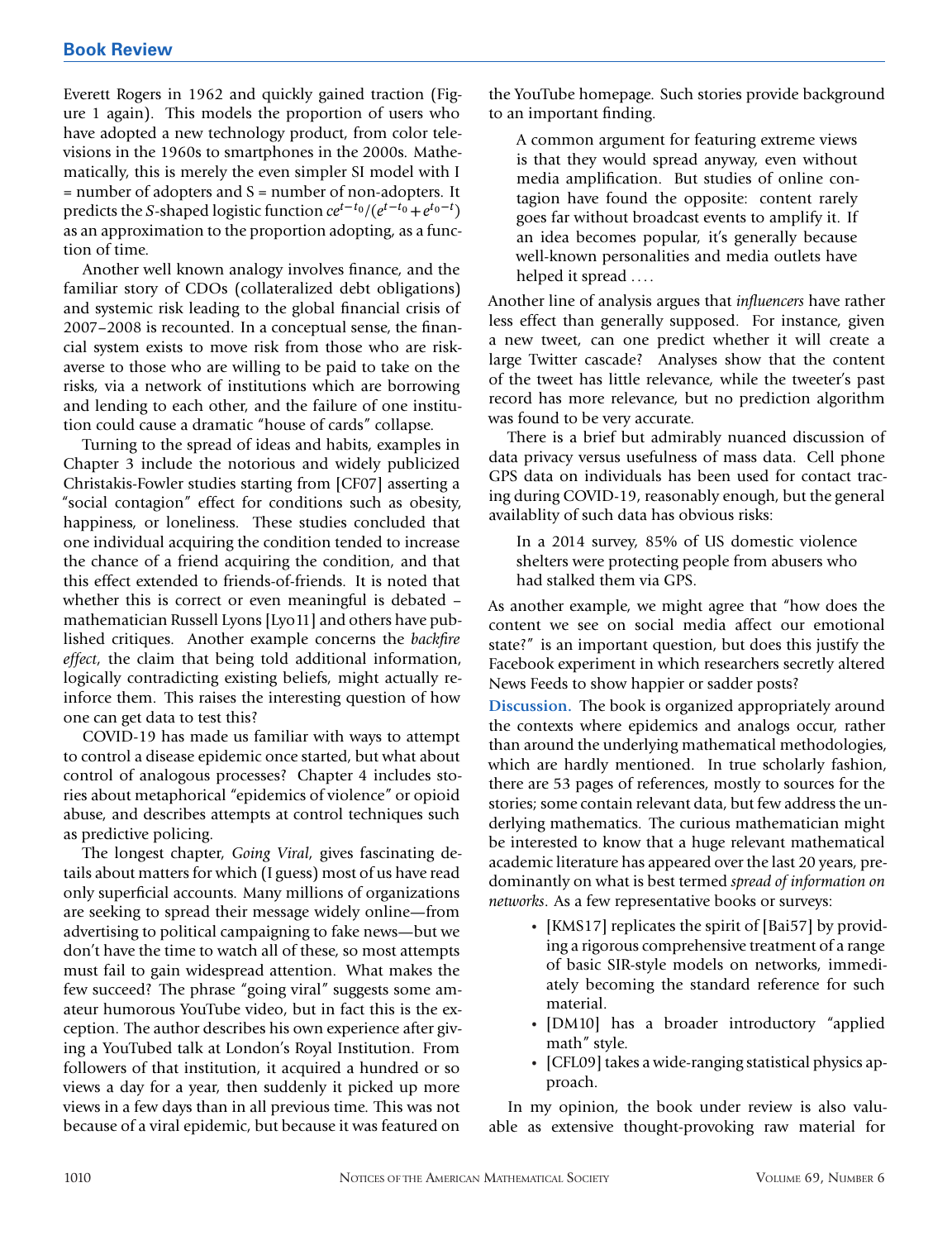Everett Rogers in 1962 and quickly gained traction (Figure 1 again). This models the proportion of users who have adopted a new technology product, from color televisions in the 1960s to smartphones in the 2000s. Mathematically, this is merely the even simpler SI model with I = number of adopters and S = number of non-adopters. It predicts the *S*-shaped logistic function $ce^{t-t_0}/(e^{t-t_0}+e^{t_0-t})$ as an approximation to the proportion adopting, as a function of time.

Another well known analogy involves finance, and the familiar story of CDOs (collateralized debt obligations) and systemic risk leading to the global financial crisis of 2007–2008 is recounted. In a conceptual sense, the financial system exists to move risk from those who are risk-averse to those who are willing to be paid to take on the risks, via a network of institutions which are borrowing and lending to each other, and the failure of one institution could cause a dramatic "house of cards" collapse.

Turning to the spread of ideas and habits, examples in Chapter 3 include the notorious and widely publicized Christakis-Fowler studies starting from [CF07] asserting a "social contagion" effect for conditions such as obesity, happiness, or loneliness. These studies concluded that one individual acquiring the condition tended to increase the chance of a friend acquiring the condition, and that this effect extended to friends-of-friends. It is noted that whether this is correct or even meaningful is debated – mathematician Russell Lyons [Lyo11] and others have published critiques. Another example concerns the *backfire effect*, the claim that being told additional information, logically contradicting existing beliefs, might actually reinforce them. This raises the interesting question of how one can get data to test this?

COVID-19 has made us familiar with ways to attempt to control a disease epidemic once started, but what about control of analogous processes? Chapter 4 includes stories about metaphorical "epidemics of violence" or opioid abuse, and describes attempts at control techniques such as predictive policing.

The longest chapter, *Going Viral*, gives fascinating details about matters for which (I guess) most of us have read only superficial accounts. Many millions of organizations are seeking to spread their message widely online—from advertising to political campaigning to fake news—but we don't have the time to watch all of these, so most attempts must fail to gain widespread attention. What makes the few succeed? The phrase "going viral" suggests some amateur humorous YouTube video, but in fact this is the exception. The author describes his own experience after giving a YouTubed talk at London's Royal Institution. From followers of that institution, it acquired a hundred or so views a day for a year, then suddenly it picked up more views in a few days than in all previous time. This was not because of a viral epidemic, but because it was featured on the YouTube homepage. Such stories provide background to an important finding.

> A common argument for featuring extreme views is that they would spread anyway, even without media amplification. But studies of online contagion have found the opposite: content rarely goes far without broadcast events to amplify it. If an idea becomes popular, it's generally because well-known personalities and media outlets have helped it spread ....

Another line of analysis argues that *influencers* have rather less effect than generally supposed. For instance, given a new tweet, can one predict whether it will create a large Twitter cascade? Analyses show that the content of the tweet has little relevance, while the tweeter's past record has more relevance, but no prediction algorithm was found to be very accurate.

There is a brief but admirably nuanced discussion of data privacy versus usefulness of mass data. Cell phone GPS data on individuals has been used for contact tracing during COVID-19, reasonably enough, but the general availablity of such data has obvious risks:

> In a 2014 survey, 85% of US domestic violence shelters were protecting people from abusers who had stalked them via GPS.

As another example, we might agree that "how does the content we see on social media affect our emotional state?" is an important question, but does this justify the Facebook experiment in which researchers secretly altered News Feeds to show happier or sadder posts?

**Discussion.** The book is organized appropriately around the contexts where epidemics and analogs occur, rather than around the underlying mathematical methodologies, which are hardly mentioned. In true scholarly fashion, there are 53 pages of references, mostly to sources for the stories; some contain relevant data, but few address the underlying mathematics. The curious mathematician might be interested to know that a huge relevant mathematical academic literature has appeared over the last 20 years, predominantly on what is best termed *spread of information on networks*. As a few representative books or surveys:

- [KMS17] replicates the spirit of [Bai57] by providing a rigorous comprehensive treatment of a range of basic SIR-style models on networks, immediately becoming the standard reference for such material.
- [DM10] has a broader introductory "applied math" style.
- [CFL09] takes a wide-ranging statistical physics approach.

In my opinion, the book under review is also valuable as extensive thought-provoking raw material for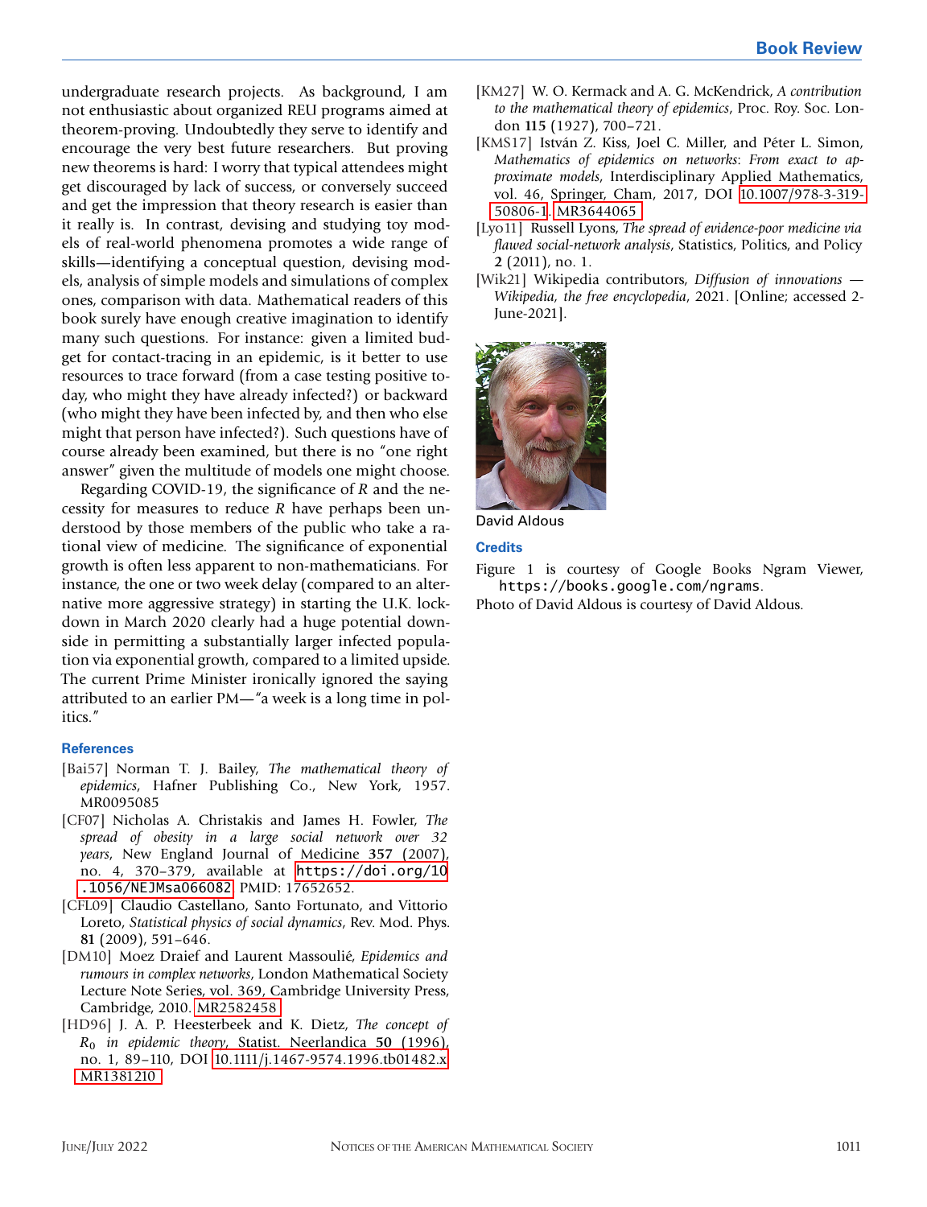undergraduate research projects. As background, I am not enthusiastic about organized REU programs aimed at theorem-proving. Undoubtedly they serve to identify and encourage the very best future researchers. But proving new theorems is hard: I worry that typical attendees might get discouraged by lack of success, or conversely succeed and get the impression that theory research is easier than it really is. In contrast, devising and studying toy models of real-world phenomena promotes a wide range of skills—identifying a conceptual question, devising models, analysis of simple models and simulations of complex ones, comparison with data. Mathematical readers of this book surely have enough creative imagination to identify many such questions. For instance: given a limited budget for contact-tracing in an epidemic, is it better to use resources to trace forward (from a case testing positive today, who might they have already infected?) or backward (who might they have been infected by, and then who else might that person have infected?). Such questions have of course already been examined, but there is no "one right answer" given the multitude of models one might choose.

Regarding COVID-19, the significance of $R$ and the necessity for measures to reduce $R$ have perhaps been understood by those members of the public who take a rational view of medicine. The significance of exponential growth is often less apparent to non-mathematicians. For instance, the one or two week delay (compared to an alternative more aggressive strategy) in starting the U.K. lockdown in March 2020 clearly had a huge potential downside in permitting a substantially larger infected population via exponential growth, compared to a limited upside. The current Prime Minister ironically ignored the saying attributed to an earlier PM—"a week is a long time in politics."

### References

[Bai57] Norman T. J. Bailey, *The mathematical theory of epidemics*, Hafner Publishing Co., New York, 1957. MR0095085

[CF07] Nicholas A. Christakis and James H. Fowler, *The spread of obesity in a large social network over 32 years*, New England Journal of Medicine **357** (2007), no. 4, 370–379, available at https://doi.org/10.1056/NEJMsa066082. PMID: 17652652.

[CFL09] Claudio Castellano, Santo Fortunato, and Vittorio Loreto, *Statistical physics of social dynamics*, Rev. Mod. Phys. **81** (2009), 591–646.

[DM10] Moez Draief and Laurent Massoulié, *Epidemics and rumours in complex networks*, London Mathematical Society Lecture Note Series, vol. 369, Cambridge University Press, Cambridge, 2010. MR2582458

[HD96] J. A. P. Heesterbeek and K. Dietz, *The concept of $R_0$ in epidemic theory*, Statist. Neerlandica **50** (1996), no. 1, 89–110, DOI 10.1111/j.1467-9574.1996.tb01482.x. MR1381210

[KM27] W. O. Kermack and A. G. McKendrick, *A contribution to the mathematical theory of epidemics*, Proc. Roy. Soc. London **115** (1927), 700–721.

[KMS17] István Z. Kiss, Joel C. Miller, and Péter L. Simon, *Mathematics of epidemics on networks: From exact to approximate models*, Interdisciplinary Applied Mathematics, vol. 46, Springer, Cham, 2017, DOI 10.1007/978-3-319-50806-1. MR3644065

[Lyo11] Russell Lyons, *The spread of evidence-poor medicine via flawed social-network analysis*, Statistics, Politics, and Policy **2** (2011), no. 1.

[Wik21] Wikipedia contributors, *Diffusion of innovations — Wikipedia, the free encyclopedia*, 2021. [Online; accessed 2-June-2021].

David Aldous

### Credits

Figure 1 is courtesy of Google Books Ngram Viewer, https://books.google.com/ngrams.

Photo of David Aldous is courtesy of David Aldous.